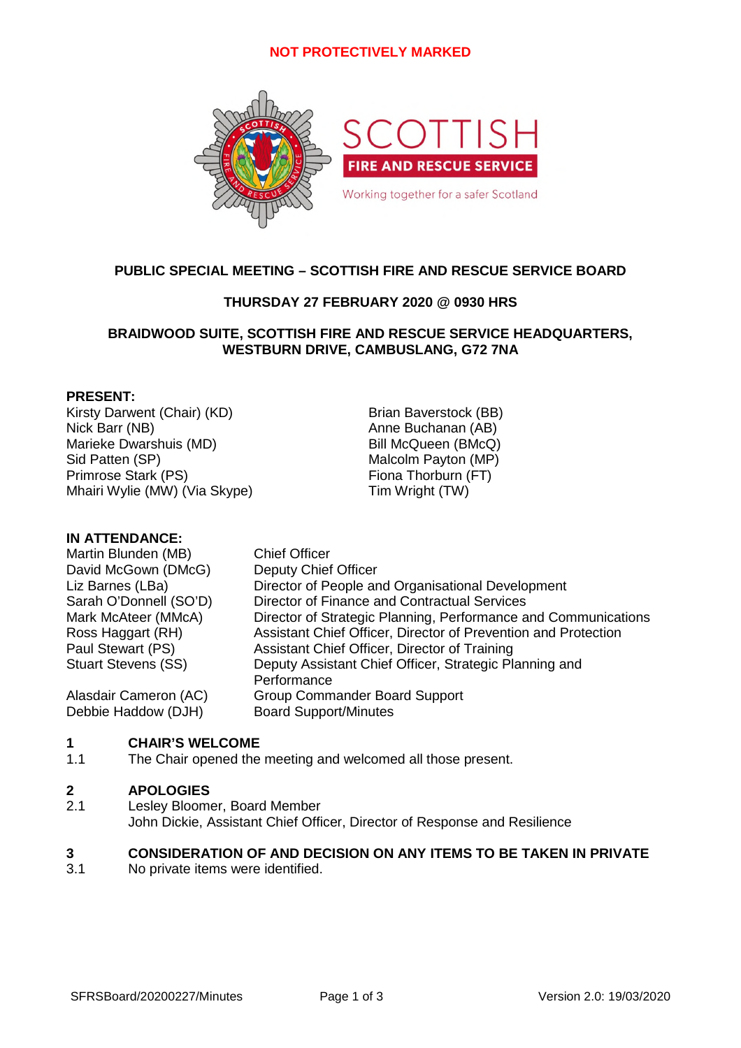**NOT PROTECTIVELY MARKED**

SCOTTISH FIRE AND RESCUE SERVICE

Working together for a safer Scotland

## PUBLIC SPECIAL MEETING – SCOTTISH FIRE AND RESCUE SERVICE BOARD

**THURSDAY 27 FEBRUARY 2020 @ 0930 HRS**

**BRAIDWOOD SUITE, SCOTTISH FIRE AND RESCUE SERVICE HEADQUARTERS, WESTBURN DRIVE, CAMBUSLANG, G72 7NA**

**PRESENT:**

Kirsty Darwent (Chair) (KD)
Nick Barr (NB)
Marieke Dwarshuis (MD)
Sid Patten (SP)
Primrose Stark (PS)
Mhairi Wylie (MW) (Via Skype)
Brian Baverstock (BB)
Anne Buchanan (AB)
Bill McQueen (BMcQ)
Malcolm Payton (MP)
Fiona Thorburn (FT)
Tim Wright (TW)

**IN ATTENDANCE:**

| | |
|---|---|
| Martin Blunden (MB) | Chief Officer |
| David McGown (DMcG) | Deputy Chief Officer |
| Liz Barnes (LBa) | Director of People and Organisational Development |
| Sarah O'Donnell (SO'D) | Director of Finance and Contractual Services |
| Mark McAteer (MMcA) | Director of Strategic Planning, Performance and Communications |
| Ross Haggart (RH) | Assistant Chief Officer, Director of Prevention and Protection |
| Paul Stewart (PS) | Assistant Chief Officer, Director of Training |
| Stuart Stevens (SS) | Deputy Assistant Chief Officer, Strategic Planning and Performance |
| Alasdair Cameron (AC) | Group Commander Board Support |
| Debbie Haddow (DJH) | Board Support/Minutes |

**1 CHAIR'S WELCOME**

1.1 The Chair opened the meeting and welcomed all those present.

**2 APOLOGIES**

2.1 Lesley Bloomer, Board Member
John Dickie, Assistant Chief Officer, Director of Response and Resilience

**3 CONSIDERATION OF AND DECISION ON ANY ITEMS TO BE TAKEN IN PRIVATE**

3.1 No private items were identified.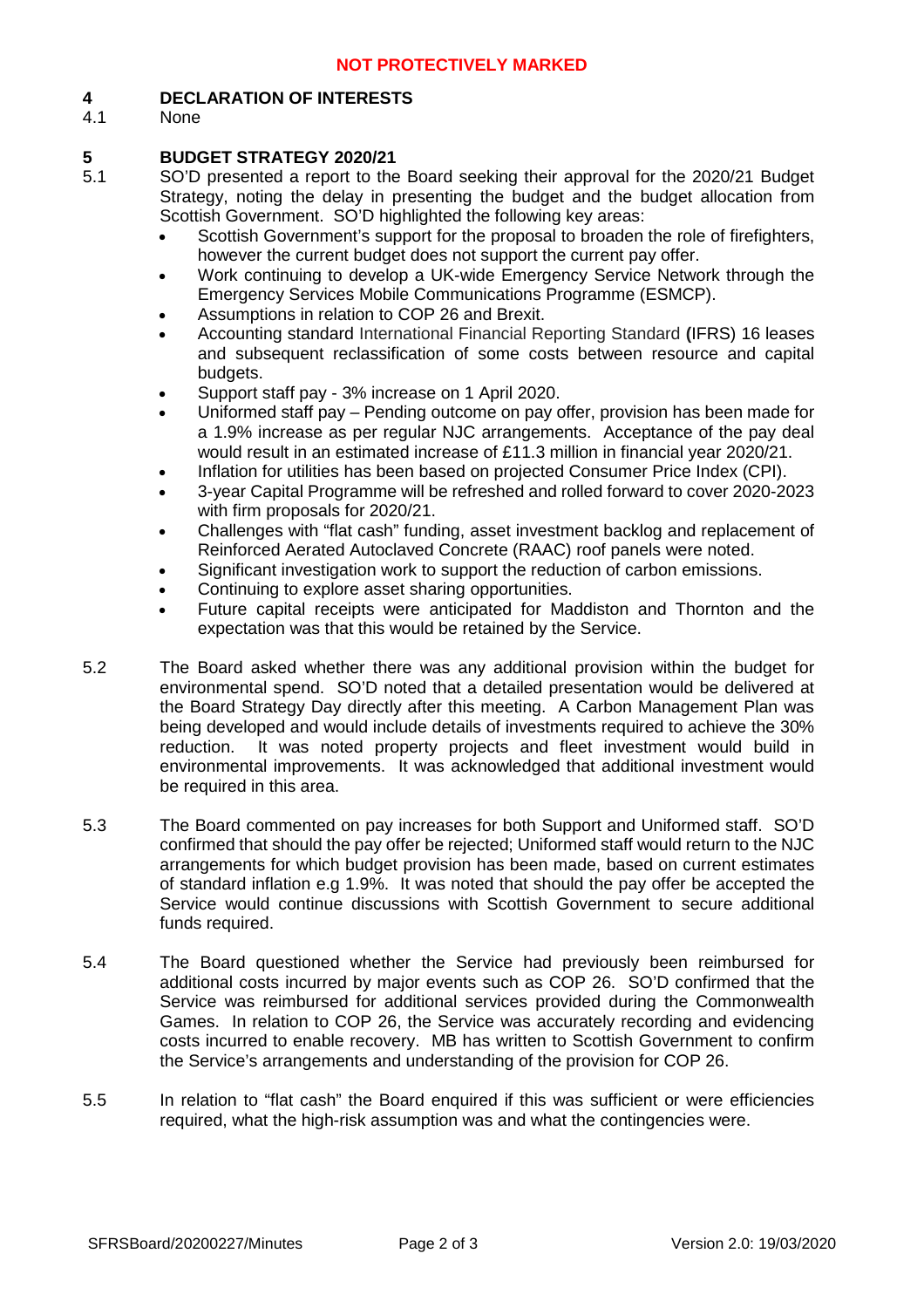**NOT PROTECTIVELY MARKED**

## 4 DECLARATION OF INTERESTS

4.1 None

## 5 BUDGET STRATEGY 2020/21

5.1 SO'D presented a report to the Board seeking their approval for the 2020/21 Budget Strategy, noting the delay in presenting the budget and the budget allocation from Scottish Government. SO'D highlighted the following key areas:

- Scottish Government's support for the proposal to broaden the role of firefighters, however the current budget does not support the current pay offer.
- Work continuing to develop a UK-wide Emergency Service Network through the Emergency Services Mobile Communications Programme (ESMCP).
- Assumptions in relation to COP 26 and Brexit.
- Accounting standard International Financial Reporting Standard **(**IFRS) 16 leases and subsequent reclassification of some costs between resource and capital budgets.
- Support staff pay - 3% increase on 1 April 2020.
- Uniformed staff pay – Pending outcome on pay offer, provision has been made for a 1.9% increase as per regular NJC arrangements. Acceptance of the pay deal would result in an estimated increase of £11.3 million in financial year 2020/21.
- Inflation for utilities has been based on projected Consumer Price Index (CPI).
- 3-year Capital Programme will be refreshed and rolled forward to cover 2020-2023 with firm proposals for 2020/21.
- Challenges with "flat cash" funding, asset investment backlog and replacement of Reinforced Aerated Autoclaved Concrete (RAAC) roof panels were noted.
- Significant investigation work to support the reduction of carbon emissions.
- Continuing to explore asset sharing opportunities.
- Future capital receipts were anticipated for Maddiston and Thornton and the expectation was that this would be retained by the Service.

5.2 The Board asked whether there was any additional provision within the budget for environmental spend. SO'D noted that a detailed presentation would be delivered at the Board Strategy Day directly after this meeting. A Carbon Management Plan was being developed and would include details of investments required to achieve the 30% reduction. It was noted property projects and fleet investment would build in environmental improvements. It was acknowledged that additional investment would be required in this area.

5.3 The Board commented on pay increases for both Support and Uniformed staff. SO'D confirmed that should the pay offer be rejected; Uniformed staff would return to the NJC arrangements for which budget provision has been made, based on current estimates of standard inflation e.g 1.9%. It was noted that should the pay offer be accepted the Service would continue discussions with Scottish Government to secure additional funds required.

5.4 The Board questioned whether the Service had previously been reimbursed for additional costs incurred by major events such as COP 26. SO'D confirmed that the Service was reimbursed for additional services provided during the Commonwealth Games. In relation to COP 26, the Service was accurately recording and evidencing costs incurred to enable recovery. MB has written to Scottish Government to confirm the Service's arrangements and understanding of the provision for COP 26.

5.5 In relation to "flat cash" the Board enquired if this was sufficient or were efficiencies required, what the high-risk assumption was and what the contingencies were.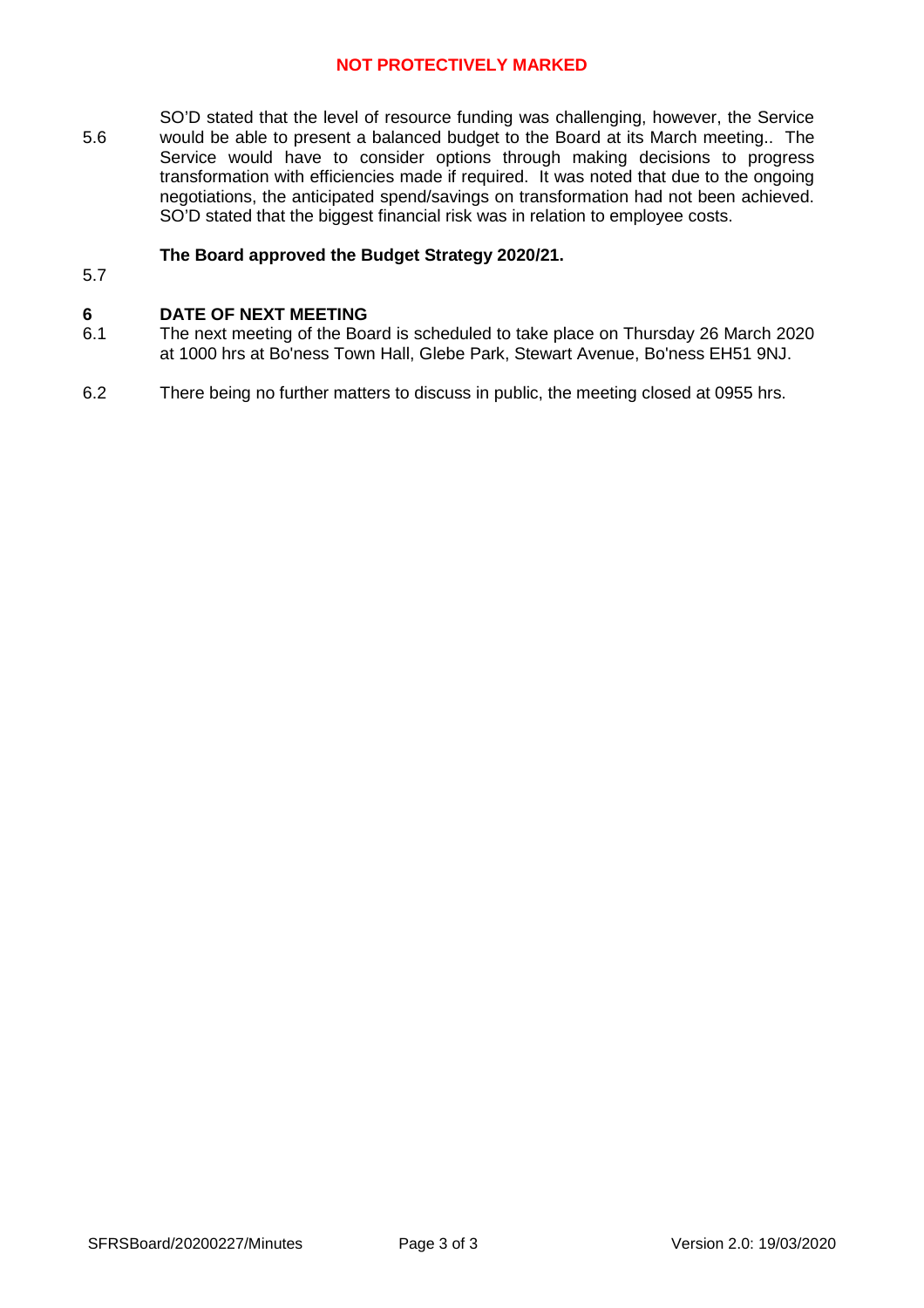5.6 SO'D stated that the level of resource funding was challenging, however, the Service would be able to present a balanced budget to the Board at its March meeting.. The Service would have to consider options through making decisions to progress transformation with efficiencies made if required. It was noted that due to the ongoing negotiations, the anticipated spend/savings on transformation had not been achieved. SO'D stated that the biggest financial risk was in relation to employee costs.

5.7 **The Board approved the Budget Strategy 2020/21.**

## 6 DATE OF NEXT MEETING

6.1 The next meeting of the Board is scheduled to take place on Thursday 26 March 2020 at 1000 hrs at Bo'ness Town Hall, Glebe Park, Stewart Avenue, Bo'ness EH51 9NJ.

6.2 There being no further matters to discuss in public, the meeting closed at 0955 hrs.